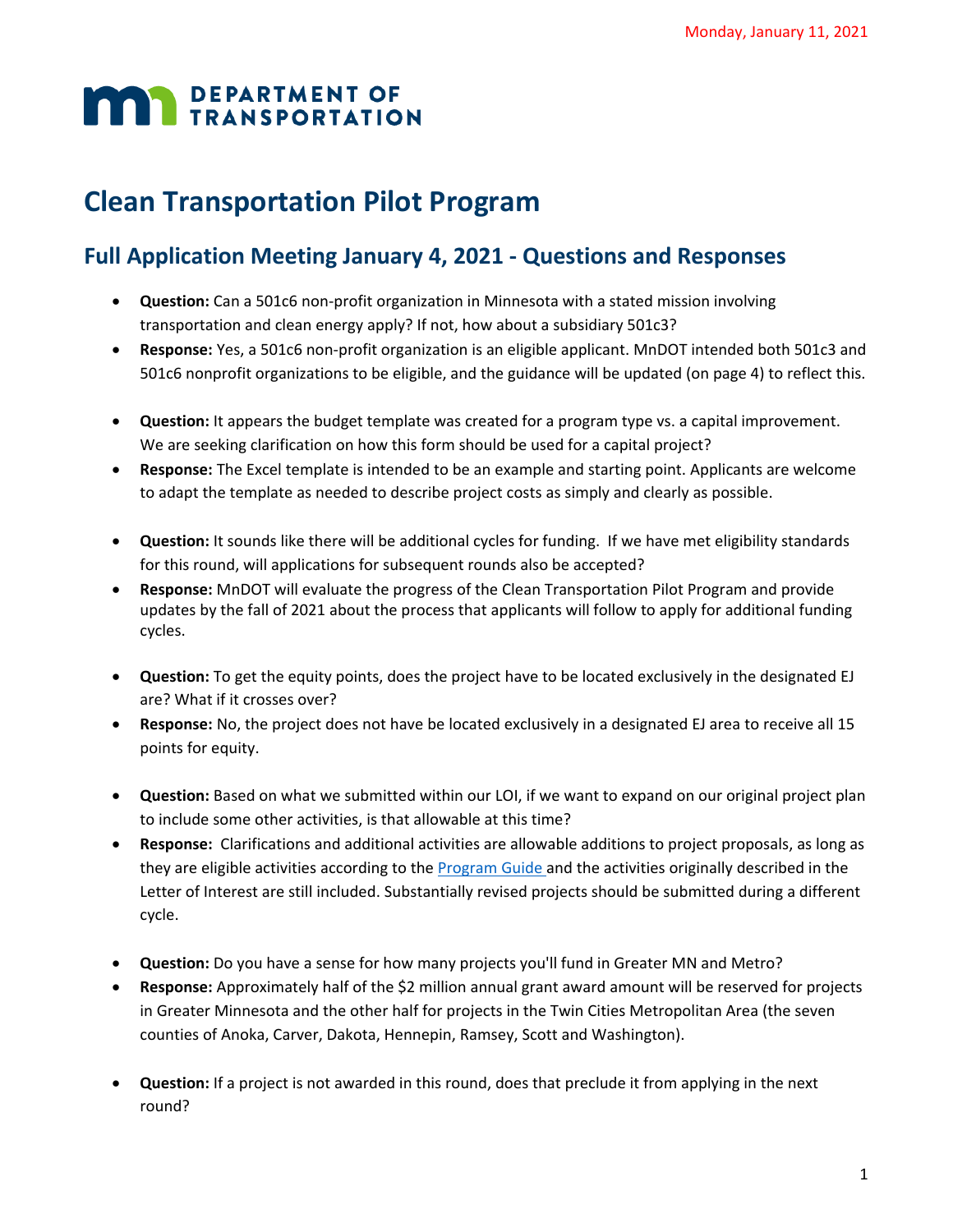Monday, January 11, 2021

DEPARTMENT OF TRANSPORTATION

# Clean Transportation Pilot Program

## Full Application Meeting January 4, 2021 - Questions and Responses

- **Question:** Can a 501c6 non-profit organization in Minnesota with a stated mission involving transportation and clean energy apply? If not, how about a subsidiary 501c3?
- **Response:** Yes, a 501c6 non-profit organization is an eligible applicant. MnDOT intended both 501c3 and 501c6 nonprofit organizations to be eligible, and the guidance will be updated (on page 4) to reflect this.

- **Question:** It appears the budget template was created for a program type vs. a capital improvement. We are seeking clarification on how this form should be used for a capital project?
- **Response:** The Excel template is intended to be an example and starting point. Applicants are welcome to adapt the template as needed to describe project costs as simply and clearly as possible.

- **Question:** It sounds like there will be additional cycles for funding. If we have met eligibility standards for this round, will applications for subsequent rounds also be accepted?
- **Response:** MnDOT will evaluate the progress of the Clean Transportation Pilot Program and provide updates by the fall of 2021 about the process that applicants will follow to apply for additional funding cycles.

- **Question:** To get the equity points, does the project have to be located exclusively in the designated EJ are? What if it crosses over?
- **Response:** No, the project does not have be located exclusively in a designated EJ area to receive all 15 points for equity.

- **Question:** Based on what we submitted within our LOI, if we want to expand on our original project plan to include some other activities, is that allowable at this time?
- **Response:** Clarifications and additional activities are allowable additions to project proposals, as long as they are eligible activities according to the [Program Guide ]and the activities originally described in the Letter of Interest are still included. Substantially revised projects should be submitted during a different cycle.

- **Question:** Do you have a sense for how many projects you'll fund in Greater MN and Metro?
- **Response:** Approximately half of the $2 million annual grant award amount will be reserved for projects in Greater Minnesota and the other half for projects in the Twin Cities Metropolitan Area (the seven counties of Anoka, Carver, Dakota, Hennepin, Ramsey, Scott and Washington).

- **Question:** If a project is not awarded in this round, does that preclude it from applying in the next round?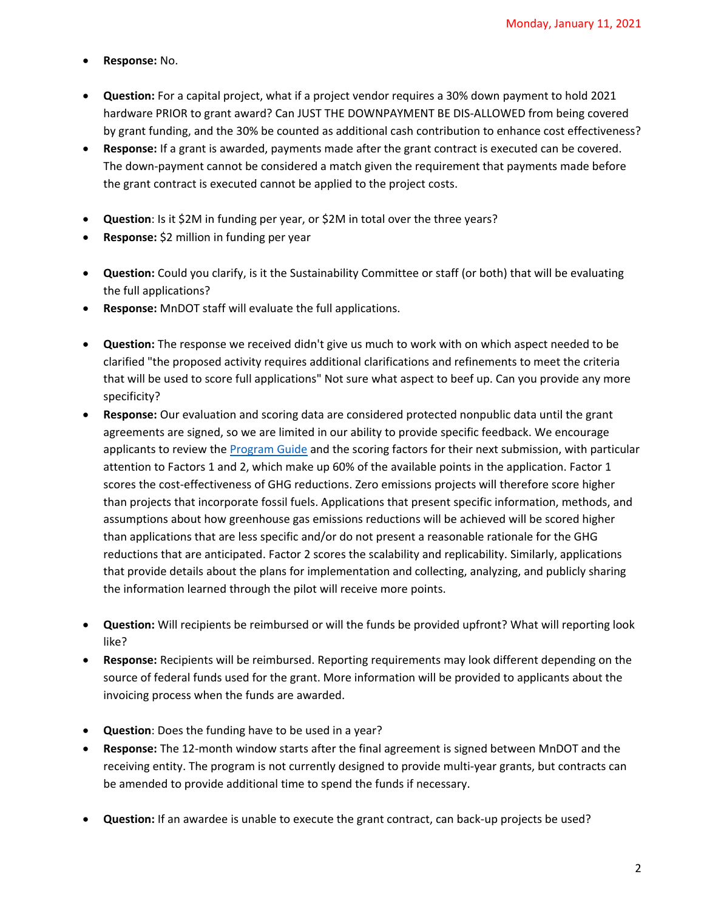- **Response:** No.

- **Question:** For a capital project, what if a project vendor requires a 30% down payment to hold 2021 hardware PRIOR to grant award? Can JUST THE DOWNPAYMENT BE DIS-ALLOWED from being covered by grant funding, and the 30% be counted as additional cash contribution to enhance cost effectiveness?
- **Response:** If a grant is awarded, payments made after the grant contract is executed can be covered. The down-payment cannot be considered a match given the requirement that payments made before the grant contract is executed cannot be applied to the project costs.

- **Question**: Is it $2M in funding per year, or $2M in total over the three years?
- **Response:** $2 million in funding per year

- **Question:** Could you clarify, is it the Sustainability Committee or staff (or both) that will be evaluating the full applications?
- **Response:** MnDOT staff will evaluate the full applications.

- **Question:** The response we received didn't give us much to work with on which aspect needed to be clarified "the proposed activity requires additional clarifications and refinements to meet the criteria that will be used to score full applications" Not sure what aspect to beef up. Can you provide any more specificity?
- **Response:** Our evaluation and scoring data are considered protected nonpublic data until the grant agreements are signed, so we are limited in our ability to provide specific feedback. We encourage applicants to review the [Program Guide]() and the scoring factors for their next submission, with particular attention to Factors 1 and 2, which make up 60% of the available points in the application. Factor 1 scores the cost-effectiveness of GHG reductions. Zero emissions projects will therefore score higher than projects that incorporate fossil fuels. Applications that present specific information, methods, and assumptions about how greenhouse gas emissions reductions will be achieved will be scored higher than applications that are less specific and/or do not present a reasonable rationale for the GHG reductions that are anticipated. Factor 2 scores the scalability and replicability. Similarly, applications that provide details about the plans for implementation and collecting, analyzing, and publicly sharing the information learned through the pilot will receive more points.

- **Question:** Will recipients be reimbursed or will the funds be provided upfront? What will reporting look like?
- **Response:** Recipients will be reimbursed. Reporting requirements may look different depending on the source of federal funds used for the grant. More information will be provided to applicants about the invoicing process when the funds are awarded.

- **Question**: Does the funding have to be used in a year?
- **Response:** The 12-month window starts after the final agreement is signed between MnDOT and the receiving entity. The program is not currently designed to provide multi-year grants, but contracts can be amended to provide additional time to spend the funds if necessary.

- **Question:** If an awardee is unable to execute the grant contract, can back-up projects be used?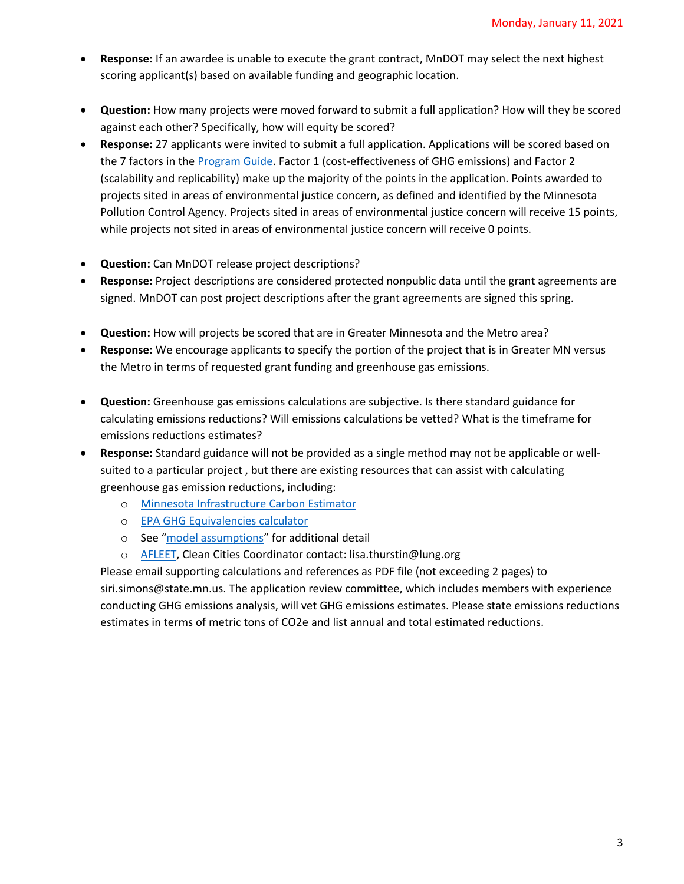- **Response:** If an awardee is unable to execute the grant contract, MnDOT may select the next highest scoring applicant(s) based on available funding and geographic location.

- **Question:** How many projects were moved forward to submit a full application? How will they be scored against each other? Specifically, how will equity be scored?
- **Response:** 27 applicants were invited to submit a full application. Applications will be scored based on the 7 factors in the Program Guide. Factor 1 (cost-effectiveness of GHG emissions) and Factor 2 (scalability and replicability) make up the majority of the points in the application. Points awarded to projects sited in areas of environmental justice concern, as defined and identified by the Minnesota Pollution Control Agency. Projects sited in areas of environmental justice concern will receive 15 points, while projects not sited in areas of environmental justice concern will receive 0 points.

- **Question:** Can MnDOT release project descriptions?
- **Response:** Project descriptions are considered protected nonpublic data until the grant agreements are signed. MnDOT can post project descriptions after the grant agreements are signed this spring.

- **Question:** How will projects be scored that are in Greater Minnesota and the Metro area?
- **Response:** We encourage applicants to specify the portion of the project that is in Greater MN versus the Metro in terms of requested grant funding and greenhouse gas emissions.

- **Question:** Greenhouse gas emissions calculations are subjective. Is there standard guidance for calculating emissions reductions? Will emissions calculations be vetted? What is the timeframe for emissions reductions estimates?
- **Response:** Standard guidance will not be provided as a single method may not be applicable or well-suited to a particular project , but there are existing resources that can assist with calculating greenhouse gas emission reductions, including:
  - Minnesota Infrastructure Carbon Estimator
  - EPA GHG Equivalencies calculator
  - See "model assumptions" for additional detail
  - AFLEET, Clean Cities Coordinator contact: lisa.thurstin@lung.org

  Please email supporting calculations and references as PDF file (not exceeding 2 pages) to siri.simons@state.mn.us. The application review committee, which includes members with experience conducting GHG emissions analysis, will vet GHG emissions estimates. Please state emissions reductions estimates in terms of metric tons of CO2e and list annual and total estimated reductions.